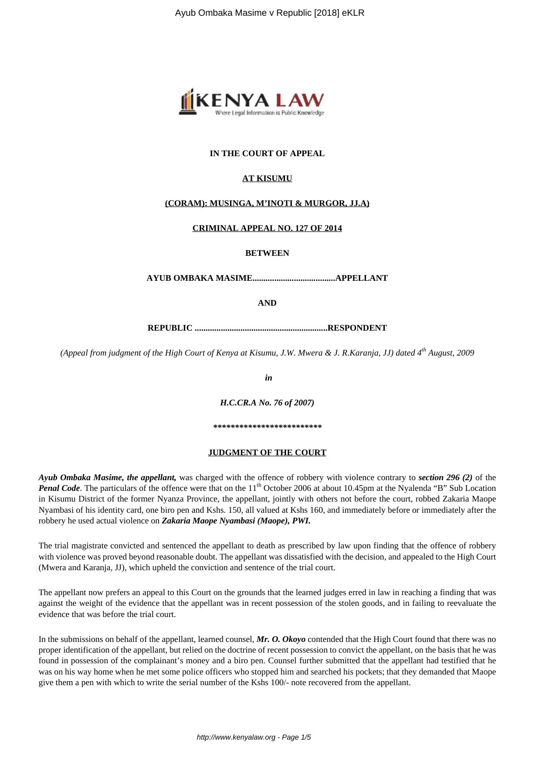**IN THE COURT OF APPEAL**

**AT KISUMU**

**(CORAM): MUSINGA, M'INOTI & MURGOR, JJ.A)**

**CRIMINAL APPEAL NO. 127 OF 2014**

**BETWEEN**

**AYUB OMBAKA MASIME......................................APPELLANT**

**AND**

**REPUBLIC .............................................................RESPONDENT**

*(Appeal from judgment of the High Court of Kenya at Kisumu, J.W. Mwera & J. R.Karanja, JJ) dated 4th August, 2009*

*in*

*H.C.CR.A No. 76 of 2007)*

*************************

**JUDGMENT OF THE COURT**

***Ayub Ombaka Masime, the appellant,*** was charged with the offence of robbery with violence contrary to ***section 296 (2)*** of the ***Penal Code***. The particulars of the offence were that on the 11th October 2006 at about 10.45pm at the Nyalenda "B" Sub Location in Kisumu District of the former Nyanza Province, the appellant, jointly with others not before the court, robbed Zakaria Maope Nyambasi of his identity card, one biro pen and Kshs. 150, all valued at Kshs 160, and immediately before or immediately after the robbery he used actual violence on ***Zakaria Maope Nyambasi (Maope), PWI.***

The trial magistrate convicted and sentenced the appellant to death as prescribed by law upon finding that the offence of robbery with violence was proved beyond reasonable doubt. The appellant was dissatisfied with the decision, and appealed to the High Court (Mwera and Karanja, JJ), which upheld the conviction and sentence of the trial court.

The appellant now prefers an appeal to this Court on the grounds that the learned judges erred in law in reaching a finding that was against the weight of the evidence that the appellant was in recent possession of the stolen goods, and in failing to reevaluate the evidence that was before the trial court.

In the submissions on behalf of the appellant, learned counsel, ***Mr. O. Okoyo*** contended that the High Court found that there was no proper identification of the appellant, but relied on the doctrine of recent possession to convict the appellant, on the basis that he was found in possession of the complainant's money and a biro pen. Counsel further submitted that the appellant had testified that he was on his way home when he met some police officers who stopped him and searched his pockets; that they demanded that Maope give them a pen with which to write the serial number of the Kshs 100/- note recovered from the appellant.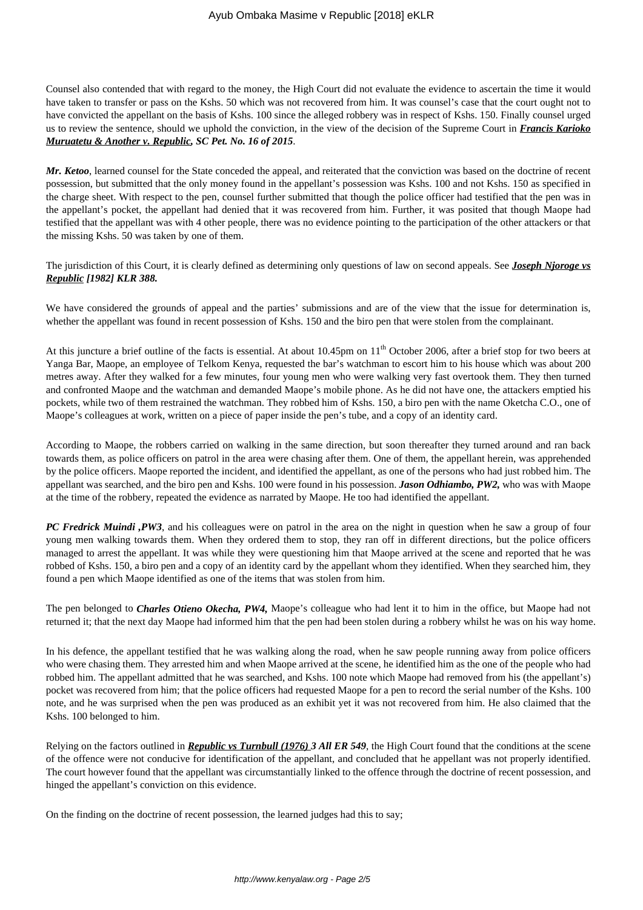Counsel also contended that with regard to the money, the High Court did not evaluate the evidence to ascertain the time it would have taken to transfer or pass on the Kshs. 50 which was not recovered from him. It was counsel's case that the court ought not to have convicted the appellant on the basis of Kshs. 100 since the alleged robbery was in respect of Kshs. 150. Finally counsel urged us to review the sentence, should we uphold the conviction, in the view of the decision of the Supreme Court in ***Francis Karioko Muruatetu & Another v. Republic, SC Pet. No. 16 of 2015***.

***Mr. Ketoo***, learned counsel for the State conceded the appeal, and reiterated that the conviction was based on the doctrine of recent possession, but submitted that the only money found in the appellant's possession was Kshs. 100 and not Kshs. 150 as specified in the charge sheet. With respect to the pen, counsel further submitted that though the police officer had testified that the pen was in the appellant's pocket, the appellant had denied that it was recovered from him. Further, it was posited that though Maope had testified that the appellant was with 4 other people, there was no evidence pointing to the participation of the other attackers or that the missing Kshs. 50 was taken by one of them.

The jurisdiction of this Court, it is clearly defined as determining only questions of law on second appeals. See ***Joseph Njoroge vs Republic [1982] KLR 388.***

We have considered the grounds of appeal and the parties' submissions and are of the view that the issue for determination is, whether the appellant was found in recent possession of Kshs. 150 and the biro pen that were stolen from the complainant.

At this juncture a brief outline of the facts is essential. At about 10.45pm on 11th October 2006, after a brief stop for two beers at Yanga Bar, Maope, an employee of Telkom Kenya, requested the bar's watchman to escort him to his house which was about 200 metres away. After they walked for a few minutes, four young men who were walking very fast overtook them. They then turned and confronted Maope and the watchman and demanded Maope's mobile phone. As he did not have one, the attackers emptied his pockets, while two of them restrained the watchman. They robbed him of Kshs. 150, a biro pen with the name Oketcha C.O., one of Maope's colleagues at work, written on a piece of paper inside the pen's tube, and a copy of an identity card.

According to Maope, the robbers carried on walking in the same direction, but soon thereafter they turned around and ran back towards them, as police officers on patrol in the area were chasing after them. One of them, the appellant herein, was apprehended by the police officers. Maope reported the incident, and identified the appellant, as one of the persons who had just robbed him. The appellant was searched, and the biro pen and Kshs. 100 were found in his possession. ***Jason Odhiambo, PW2,*** who was with Maope at the time of the robbery, repeated the evidence as narrated by Maope. He too had identified the appellant.

***PC Fredrick Muindi ,PW3***, and his colleagues were on patrol in the area on the night in question when he saw a group of four young men walking towards them. When they ordered them to stop, they ran off in different directions, but the police officers managed to arrest the appellant. It was while they were questioning him that Maope arrived at the scene and reported that he was robbed of Kshs. 150, a biro pen and a copy of an identity card by the appellant whom they identified. When they searched him, they found a pen which Maope identified as one of the items that was stolen from him.

The pen belonged to ***Charles Otieno Okecha, PW4,*** Maope's colleague who had lent it to him in the office, but Maope had not returned it; that the next day Maope had informed him that the pen had been stolen during a robbery whilst he was on his way home.

In his defence, the appellant testified that he was walking along the road, when he saw people running away from police officers who were chasing them. They arrested him and when Maope arrived at the scene, he identified him as the one of the people who had robbed him. The appellant admitted that he was searched, and Kshs. 100 note which Maope had removed from his (the appellant's) pocket was recovered from him; that the police officers had requested Maope for a pen to record the serial number of the Kshs. 100 note, and he was surprised when the pen was produced as an exhibit yet it was not recovered from him. He also claimed that the Kshs. 100 belonged to him.

Relying on the factors outlined in ***Republic vs Turnbull (1976) 3 All ER 549***, the High Court found that the conditions at the scene of the offence were not conducive for identification of the appellant, and concluded that he appellant was not properly identified. The court however found that the appellant was circumstantially linked to the offence through the doctrine of recent possession, and hinged the appellant's conviction on this evidence.

On the finding on the doctrine of recent possession, the learned judges had this to say;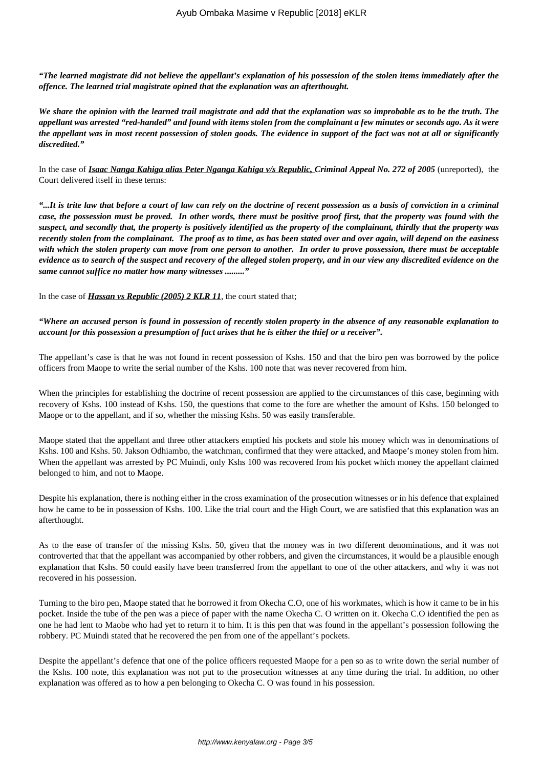***"The learned magistrate did not believe the appellant's explanation of his possession of the stolen items immediately after the offence. The learned trial magistrate opined that the explanation was an afterthought.***

***We share the opinion with the learned trail magistrate and add that the explanation was so improbable as to be the truth. The appellant was arrested "red-handed" and found with items stolen from the complainant a few minutes or seconds ago. As it were the appellant was in most recent possession of stolen goods. The evidence in support of the fact was not at all or significantly discredited."***

In the case of ***Isaac Nanga Kahiga alias Peter Nganga Kahiga v/s Republic,*** **Criminal Appeal No. 272 of 2005** (unreported), the Court delivered itself in these terms:

***"...It is trite law that before a court of law can rely on the doctrine of recent possession as a basis of conviction in a criminal case, the possession must be proved. In other words, there must be positive proof first, that the property was found with the suspect, and secondly that, the property is positively identified as the property of the complainant, thirdly that the property was recently stolen from the complainant. The proof as to time, as has been stated over and over again, will depend on the easiness with which the stolen property can move from one person to another. In order to prove possession, there must be acceptable evidence as to search of the suspect and recovery of the alleged stolen property, and in our view any discredited evidence on the same cannot suffice no matter how many witnesses ........."***

In the case of ***Hassan vs Republic (2005) 2 KLR 11***, the court stated that;

***"Where an accused person is found in possession of recently stolen property in the absence of any reasonable explanation to account for this possession a presumption of fact arises that he is either the thief or a receiver".***

The appellant's case is that he was not found in recent possession of Kshs. 150 and that the biro pen was borrowed by the police officers from Maope to write the serial number of the Kshs. 100 note that was never recovered from him.

When the principles for establishing the doctrine of recent possession are applied to the circumstances of this case, beginning with recovery of Kshs. 100 instead of Kshs. 150, the questions that come to the fore are whether the amount of Kshs. 150 belonged to Maope or to the appellant, and if so, whether the missing Kshs. 50 was easily transferable.

Maope stated that the appellant and three other attackers emptied his pockets and stole his money which was in denominations of Kshs. 100 and Kshs. 50. Jakson Odhiambo, the watchman, confirmed that they were attacked, and Maope's money stolen from him. When the appellant was arrested by PC Muindi, only Kshs 100 was recovered from his pocket which money the appellant claimed belonged to him, and not to Maope.

Despite his explanation, there is nothing either in the cross examination of the prosecution witnesses or in his defence that explained how he came to be in possession of Kshs. 100. Like the trial court and the High Court, we are satisfied that this explanation was an afterthought.

As to the ease of transfer of the missing Kshs. 50, given that the money was in two different denominations, and it was not controverted that that the appellant was accompanied by other robbers, and given the circumstances, it would be a plausible enough explanation that Kshs. 50 could easily have been transferred from the appellant to one of the other attackers, and why it was not recovered in his possession.

Turning to the biro pen, Maope stated that he borrowed it from Okecha C.O, one of his workmates, which is how it came to be in his pocket. Inside the tube of the pen was a piece of paper with the name Okecha C. O written on it. Okecha C.O identified the pen as one he had lent to Maobe who had yet to return it to him. It is this pen that was found in the appellant's possession following the robbery. PC Muindi stated that he recovered the pen from one of the appellant's pockets.

Despite the appellant's defence that one of the police officers requested Maope for a pen so as to write down the serial number of the Kshs. 100 note, this explanation was not put to the prosecution witnesses at any time during the trial. In addition, no other explanation was offered as to how a pen belonging to Okecha C. O was found in his possession.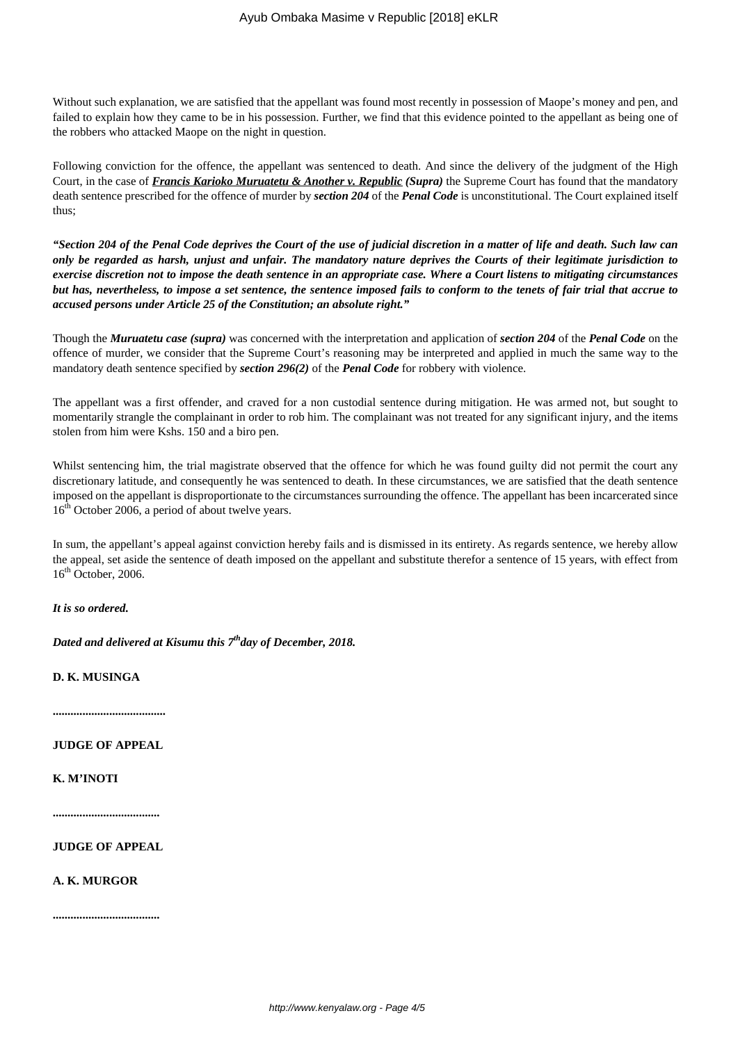Without such explanation, we are satisfied that the appellant was found most recently in possession of Maope's money and pen, and failed to explain how they came to be in his possession. Further, we find that this evidence pointed to the appellant as being one of the robbers who attacked Maope on the night in question.

Following conviction for the offence, the appellant was sentenced to death. And since the delivery of the judgment of the High Court, in the case of ***Francis Karioko Muruatetu & Another v. Republic*** ***(Supra)*** the Supreme Court has found that the mandatory death sentence prescribed for the offence of murder by ***section 204*** of the ***Penal Code*** is unconstitutional. The Court explained itself thus;

***"Section 204 of the Penal Code deprives the Court of the use of judicial discretion in a matter of life and death. Such law can only be regarded as harsh, unjust and unfair. The mandatory nature deprives the Courts of their legitimate jurisdiction to exercise discretion not to impose the death sentence in an appropriate case. Where a Court listens to mitigating circumstances but has, nevertheless, to impose a set sentence, the sentence imposed fails to conform to the tenets of fair trial that accrue to accused persons under Article 25 of the Constitution; an absolute right."***

Though the ***Muruatetu case (supra)*** was concerned with the interpretation and application of ***section 204*** of the ***Penal Code*** on the offence of murder, we consider that the Supreme Court's reasoning may be interpreted and applied in much the same way to the mandatory death sentence specified by ***section 296(2)*** of the ***Penal Code*** for robbery with violence.

The appellant was a first offender, and craved for a non custodial sentence during mitigation. He was armed not, but sought to momentarily strangle the complainant in order to rob him. The complainant was not treated for any significant injury, and the items stolen from him were Kshs. 150 and a biro pen.

Whilst sentencing him, the trial magistrate observed that the offence for which he was found guilty did not permit the court any discretionary latitude, and consequently he was sentenced to death. In these circumstances, we are satisfied that the death sentence imposed on the appellant is disproportionate to the circumstances surrounding the offence. The appellant has been incarcerated since 16th October 2006, a period of about twelve years.

In sum, the appellant's appeal against conviction hereby fails and is dismissed in its entirety. As regards sentence, we hereby allow the appeal, set aside the sentence of death imposed on the appellant and substitute therefor a sentence of 15 years, with effect from 16th October, 2006.

***It is so ordered.***

***Dated and delivered at Kisumu this 7th day of December, 2018.***

**D. K. MUSINGA**

**.....................................**

**JUDGE OF APPEAL**

**K. M'INOTI**

**...................................**

**JUDGE OF APPEAL**

**A. K. MURGOR**

**...................................**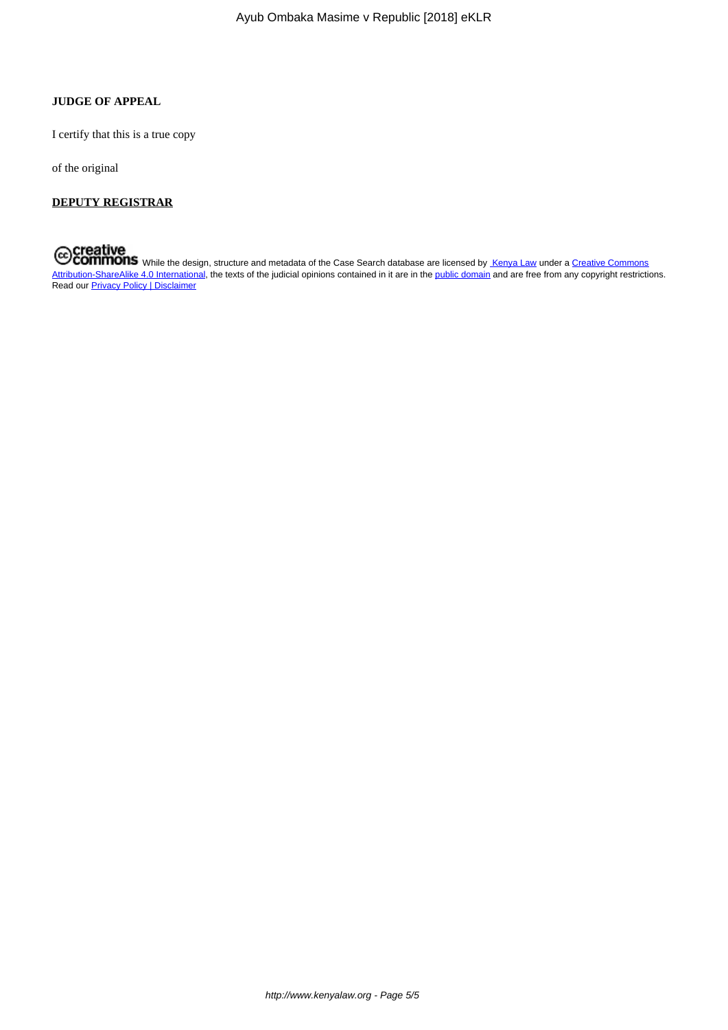**JUDGE OF APPEAL**

I certify that this is a true copy

of the original

**DEPUTY REGISTRAR**

While the design, structure and metadata of the Case Search database are licensed by Kenya Law under a Creative Commons Attribution-ShareAlike 4.0 International, the texts of the judicial opinions contained in it are in the public domain and are free from any copyright restrictions. Read our Privacy Policy | Disclaimer